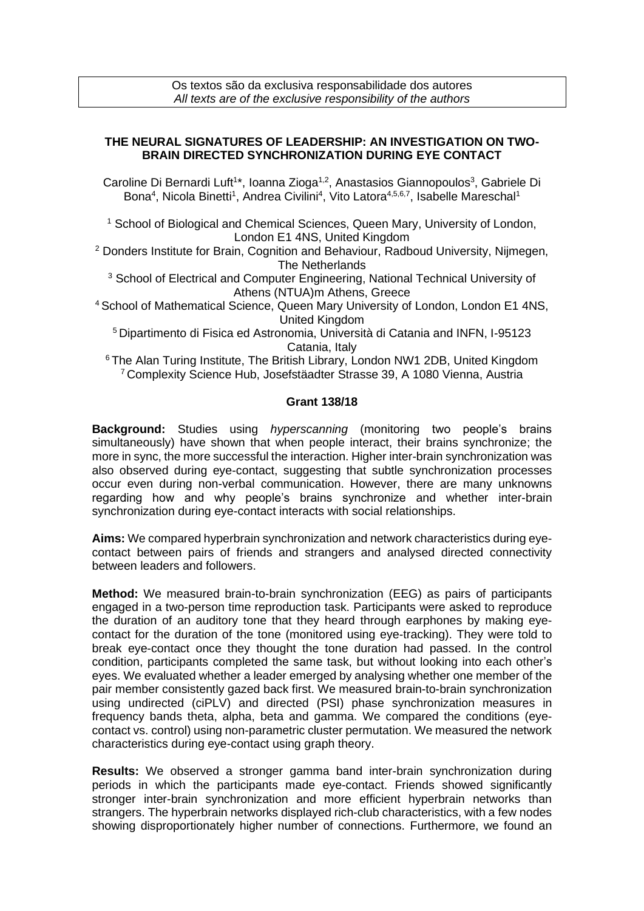Os textos são da exclusiva responsabilidade dos autores
*All texts are of the exclusive responsibility of the authors*

## THE NEURAL SIGNATURES OF LEADERSHIP: AN INVESTIGATION ON TWO-BRAIN DIRECTED SYNCHRONIZATION DURING EYE CONTACT

Caroline Di Bernardi Luft[1]*, Ioanna Zioga[1,2], Anastasios Giannopoulos[3], Gabriele Di Bona[4], Nicola Binetti[1], Andrea Civilini[4], Vito Latora[4,5,6,7], Isabelle Mareschal[1]

[1] School of Biological and Chemical Sciences, Queen Mary, University of London, London E1 4NS, United Kingdom
[2] Donders Institute for Brain, Cognition and Behaviour, Radboud University, Nijmegen, The Netherlands
[3] School of Electrical and Computer Engineering, National Technical University of Athens (NTUA)m Athens, Greece
[4] School of Mathematical Science, Queen Mary University of London, London E1 4NS, United Kingdom
[5] Dipartimento di Fisica ed Astronomia, Università di Catania and INFN, I-95123 Catania, Italy
[6] The Alan Turing Institute, The British Library, London NW1 2DB, United Kingdom
[7] Complexity Science Hub, Josefstäadter Strasse 39, A 1080 Vienna, Austria

**Grant 138/18**

**Background:** Studies using *hyperscanning* (monitoring two people's brains simultaneously) have shown that when people interact, their brains synchronize; the more in sync, the more successful the interaction. Higher inter-brain synchronization was also observed during eye-contact, suggesting that subtle synchronization processes occur even during non-verbal communication. However, there are many unknowns regarding how and why people's brains synchronize and whether inter-brain synchronization during eye-contact interacts with social relationships.

**Aims:** We compared hyperbrain synchronization and network characteristics during eye-contact between pairs of friends and strangers and analysed directed connectivity between leaders and followers.

**Method:** We measured brain-to-brain synchronization (EEG) as pairs of participants engaged in a two-person time reproduction task. Participants were asked to reproduce the duration of an auditory tone that they heard through earphones by making eye-contact for the duration of the tone (monitored using eye-tracking). They were told to break eye-contact once they thought the tone duration had passed. In the control condition, participants completed the same task, but without looking into each other's eyes. We evaluated whether a leader emerged by analysing whether one member of the pair member consistently gazed back first. We measured brain-to-brain synchronization using undirected (ciPLV) and directed (PSI) phase synchronization measures in frequency bands theta, alpha, beta and gamma. We compared the conditions (eye-contact vs. control) using non-parametric cluster permutation. We measured the network characteristics during eye-contact using graph theory.

**Results:** We observed a stronger gamma band inter-brain synchronization during periods in which the participants made eye-contact. Friends showed significantly stronger inter-brain synchronization and more efficient hyperbrain networks than strangers. The hyperbrain networks displayed rich-club characteristics, with a few nodes showing disproportionately higher number of connections. Furthermore, we found an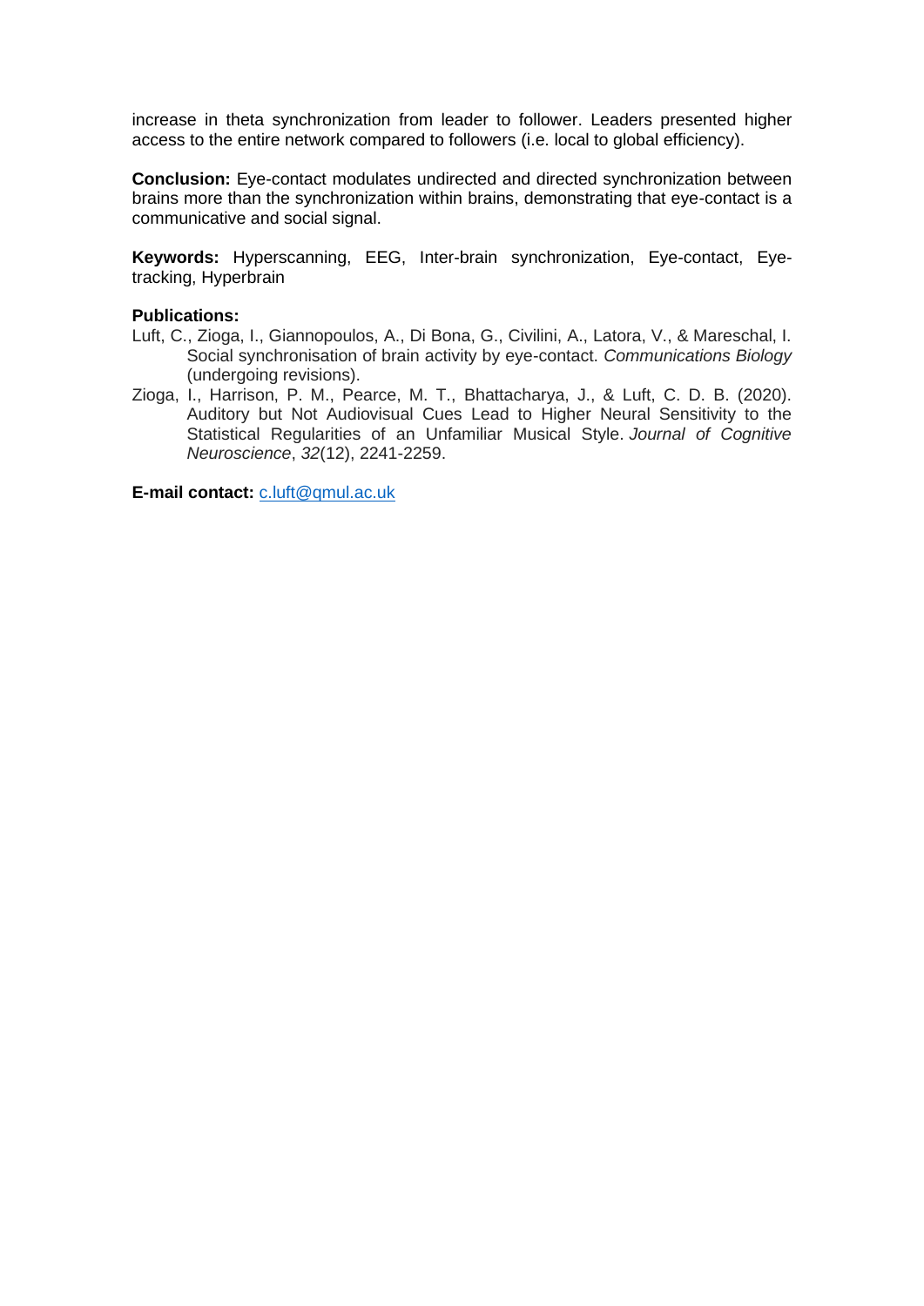increase in theta synchronization from leader to follower. Leaders presented higher access to the entire network compared to followers (i.e. local to global efficiency).

**Conclusion:** Eye-contact modulates undirected and directed synchronization between brains more than the synchronization within brains, demonstrating that eye-contact is a communicative and social signal.

**Keywords:** Hyperscanning, EEG, Inter-brain synchronization, Eye-contact, Eye-tracking, Hyperbrain

**Publications:**

Luft, C., Zioga, I., Giannopoulos, A., Di Bona, G., Civilini, A., Latora, V., & Mareschal, I. Social synchronisation of brain activity by eye-contact. *Communications Biology* (undergoing revisions).

Zioga, I., Harrison, P. M., Pearce, M. T., Bhattacharya, J., & Luft, C. D. B. (2020). Auditory but Not Audiovisual Cues Lead to Higher Neural Sensitivity to the Statistical Regularities of an Unfamiliar Musical Style. *Journal of Cognitive Neuroscience*, *32*(12), 2241-2259.

**E-mail contact:** c.luft@qmul.ac.uk